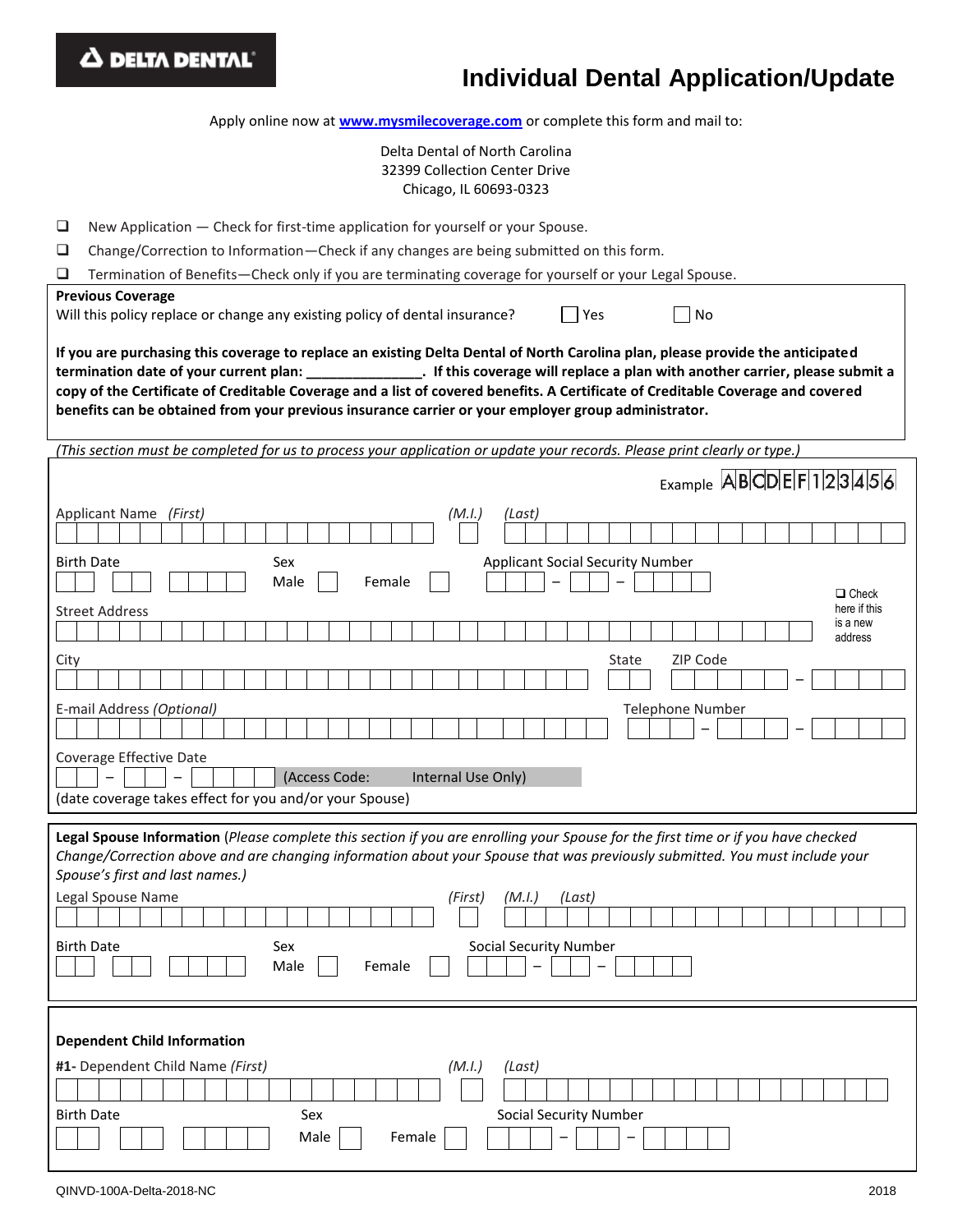DELTA DENTAL

# Individual Dental Application/Update

Apply online now at **[www.mysmilecoverage.com](http://www.mysmilecoverage.com)** or complete this form and mail to:

Delta Dental of North Carolina
32399 Collection Center Drive
Chicago, IL 60693-0323

- ❑ New Application — Check for first-time application for yourself or your Spouse.
- ❑ Change/Correction to Information—Check if any changes are being submitted on this form.
- ❑ Termination of Benefits—Check only if you are terminating coverage for yourself or your Legal Spouse.

**Previous Coverage**

Will this policy replace or change any existing policy of dental insurance? ☐ Yes ☐ No

**If you are purchasing this coverage to replace an existing Delta Dental of North Carolina plan, please provide the anticipated termination date of your current plan: _______________. If this coverage will replace a plan with another carrier, please submit a copy of the Certificate of Creditable Coverage and a list of covered benefits. A Certificate of Creditable Coverage and covered benefits can be obtained from your previous insurance carrier or your employer group administrator.**

*(This section must be completed for us to process your application or update your records. Please print clearly or type.)*

Example ABCDEF123456

Applicant Name *(First)* _______________ *(M.I.)* ___ *(Last)* _______________

Birth Date ___ ___ ______ Sex Male ☐ Female ☐ Applicant Social Security Number ___ – ___ – ____

Street Address _______________ ❑ Check here if this is a new address

City _______________ State ___ ZIP Code _____ – ____

E-mail Address *(Optional)* _______________ Telephone Number ___ – ___ – ____

Coverage Effective Date ___ – ___ – ____ (Access Code: Internal Use Only)
(date coverage takes effect for you and/or your Spouse)

**Legal Spouse Information** (*Please complete this section if you are enrolling your Spouse for the first time or if you have checked Change/Correction above and are changing information about your Spouse that was previously submitted. You must include your Spouse's first and last names.)*

Legal Spouse Name *(First)* _______________ *(M.I.)* ___ *(Last)* _______________

Birth Date ___ ___ ______ Sex Male ☐ Female ☐ Social Security Number ___ – ___ – ____

**Dependent Child Information**

**#1-** Dependent Child Name *(First)* _______________ *(M.I.)* ___ *(Last)* _______________

Birth Date ___ ___ ______ Sex Male ☐ Female ☐ Social Security Number ___ – ___ – ____

QINVD-100A-Delta-2018-NC 2018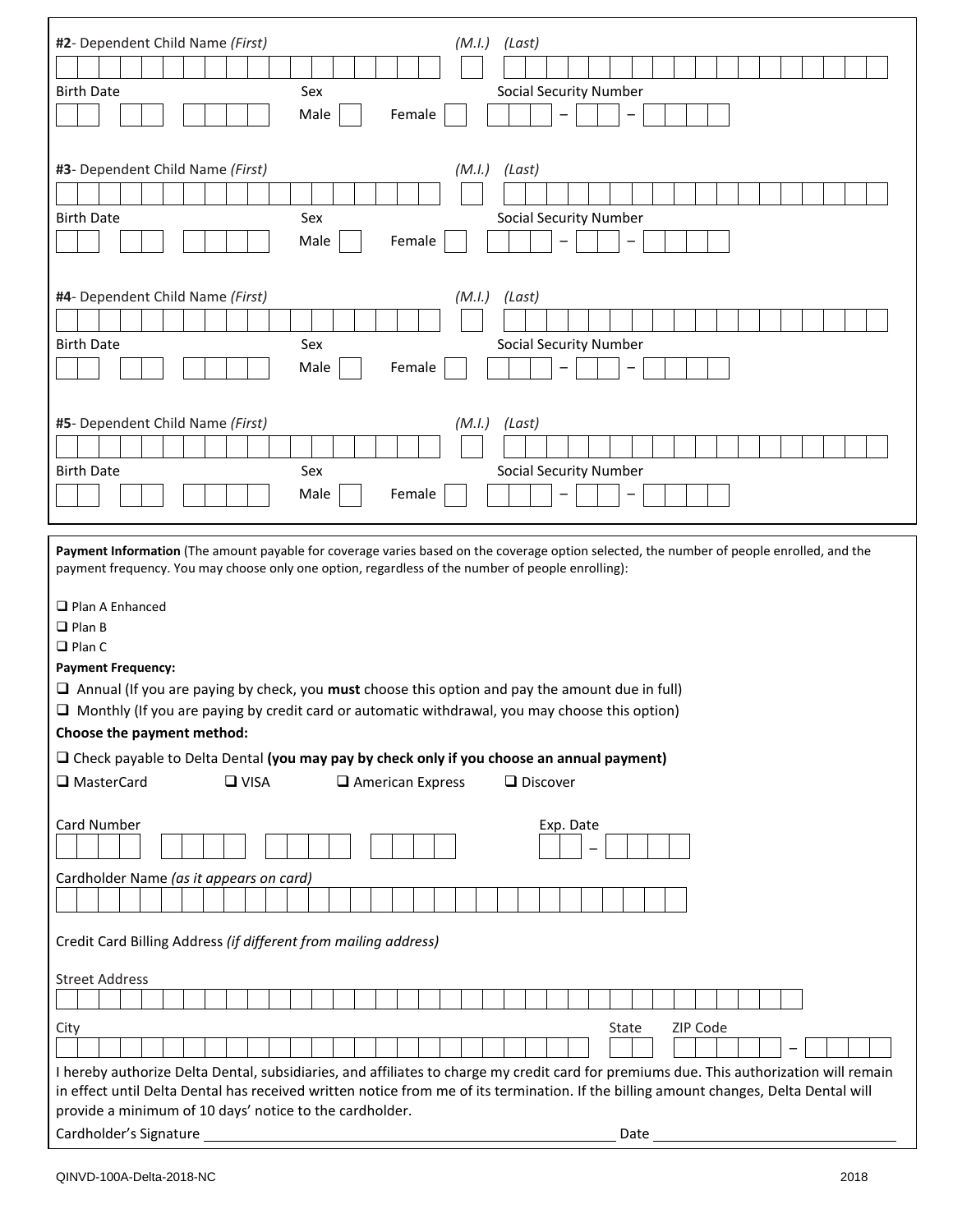**#2**- Dependent Child Name *(First)* *(M.I.)* *(Last)*

Birth Date Sex Social Security Number

Male ☐ Female ☐ – –

**#3**- Dependent Child Name *(First)* *(M.I.)* *(Last)*

Birth Date Sex Social Security Number

Male ☐ Female ☐ – –

**#4**- Dependent Child Name *(First)* *(M.I.)* *(Last)*

Birth Date Sex Social Security Number

Male ☐ Female ☐ – –

**#5**- Dependent Child Name *(First)* *(M.I.)* *(Last)*

Birth Date Sex Social Security Number

Male ☐ Female ☐ – –

**Payment Information** (The amount payable for coverage varies based on the coverage option selected, the number of people enrolled, and the payment frequency. You may choose only one option, regardless of the number of people enrolling):

- ☐ Plan A Enhanced
- ☐ Plan B
- ☐ Plan C

**Payment Frequency:**

- ☐ Annual (If you are paying by check, you **must** choose this option and pay the amount due in full)
- ☐ Monthly (If you are paying by credit card or automatic withdrawal, you may choose this option)

**Choose the payment method:**

☐ Check payable to Delta Dental **(you may pay by check only if you choose an annual payment)**

☐ MasterCard ☐ VISA ☐ American Express ☐ Discover

Card Number Exp. Date –

Cardholder Name *(as it appears on card)*

Credit Card Billing Address *(if different from mailing address)*

Street Address

City State ZIP Code –

I hereby authorize Delta Dental, subsidiaries, and affiliates to charge my credit card for premiums due. This authorization will remain in effect until Delta Dental has received written notice from me of its termination. If the billing amount changes, Delta Dental will provide a minimum of 10 days' notice to the cardholder.

Cardholder's Signature ______________________ Date ______________

QINVD-100A-Delta-2018-NC 2018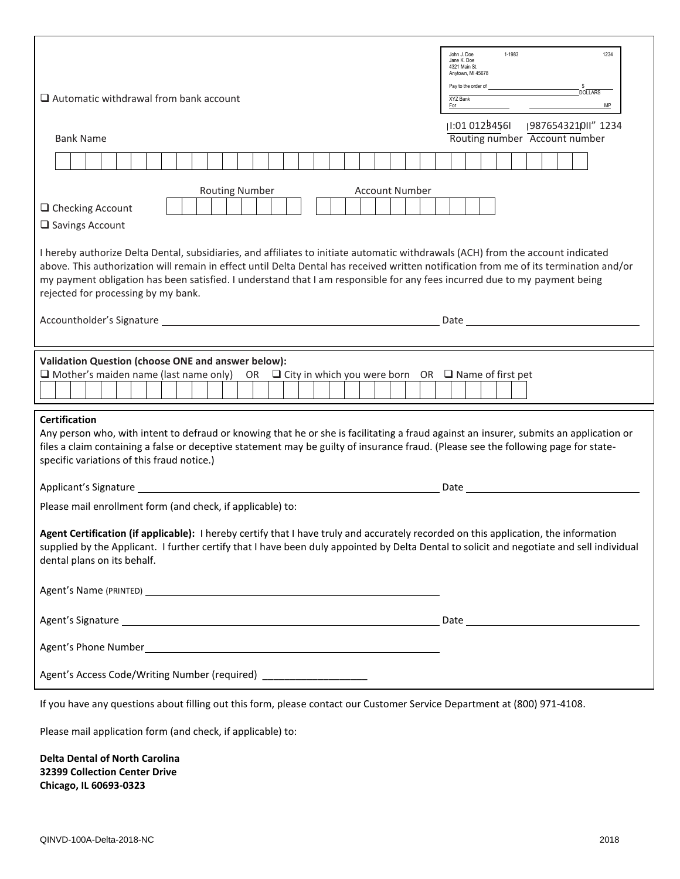❑ Automatic withdrawal from bank account

John J. Doe 1-1983 1234
Jane K. Doe
4321 Main St.
Anytown, MI 45678
Pay to the order of $
DOLLARS
XYZ Bank
For MP

I:01 0123456I 9876543210II" 1234
Routing number Account number

Bank Name

Routing Number Account Number

❑ Checking Account

❑ Savings Account

I hereby authorize Delta Dental, subsidiaries, and affiliates to initiate automatic withdrawals (ACH) from the account indicated above. This authorization will remain in effect until Delta Dental has received written notification from me of its termination and/or my payment obligation has been satisfied. I understand that I am responsible for any fees incurred due to my payment being rejected for processing by my bank.

Accountholder's Signature \_\_\_\_\_\_\_\_\_\_\_\_\_\_\_\_\_\_\_\_ Date \_\_\_\_\_\_\_\_\_\_\_\_\_\_\_\_\_\_\_\_

**Validation Question (choose ONE and answer below):**

❑ Mother's maiden name (last name only) OR ❑ City in which you were born OR ❑ Name of first pet

**Certification**

Any person who, with intent to defraud or knowing that he or she is facilitating a fraud against an insurer, submits an application or files a claim containing a false or deceptive statement may be guilty of insurance fraud. (Please see the following page for state-specific variations of this fraud notice.)

Applicant's Signature \_\_\_\_\_\_\_\_\_\_\_\_\_\_\_\_\_\_\_\_ Date \_\_\_\_\_\_\_\_\_\_\_\_\_\_\_\_\_\_\_\_

Please mail enrollment form (and check, if applicable) to:

**Agent Certification (if applicable):** I hereby certify that I have truly and accurately recorded on this application, the information supplied by the Applicant. I further certify that I have been duly appointed by Delta Dental to solicit and negotiate and sell individual dental plans on its behalf.

Agent's Name (PRINTED) \_\_\_\_\_\_\_\_\_\_\_\_\_\_\_\_\_\_\_\_

Agent's Signature \_\_\_\_\_\_\_\_\_\_\_\_\_\_\_\_\_\_\_\_ Date \_\_\_\_\_\_\_\_\_\_\_\_\_\_\_\_\_\_\_\_

Agent's Phone Number \_\_\_\_\_\_\_\_\_\_\_\_\_\_\_\_\_\_\_\_

Agent's Access Code/Writing Number (required) \_\_\_\_\_\_\_\_\_\_\_\_\_\_\_\_\_\_\_\_

If you have any questions about filling out this form, please contact our Customer Service Department at (800) 971-4108.

Please mail application form (and check, if applicable) to:

**Delta Dental of North Carolina**
**32399 Collection Center Drive**
**Chicago, IL 60693-0323**

QINVD-100A-Delta-2018-NC 2018